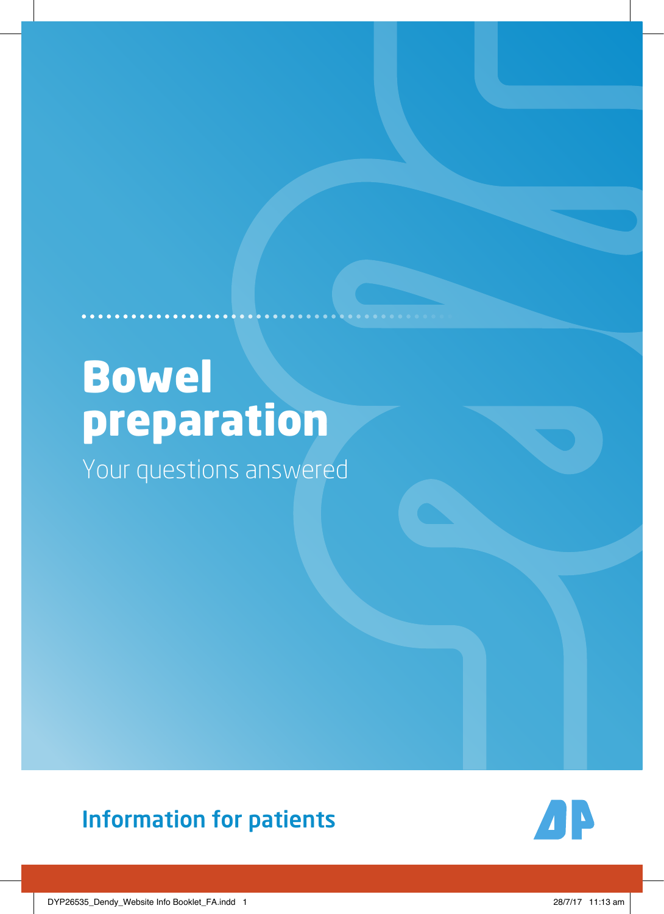# Bowel preparation

Your questions answered

Information for patients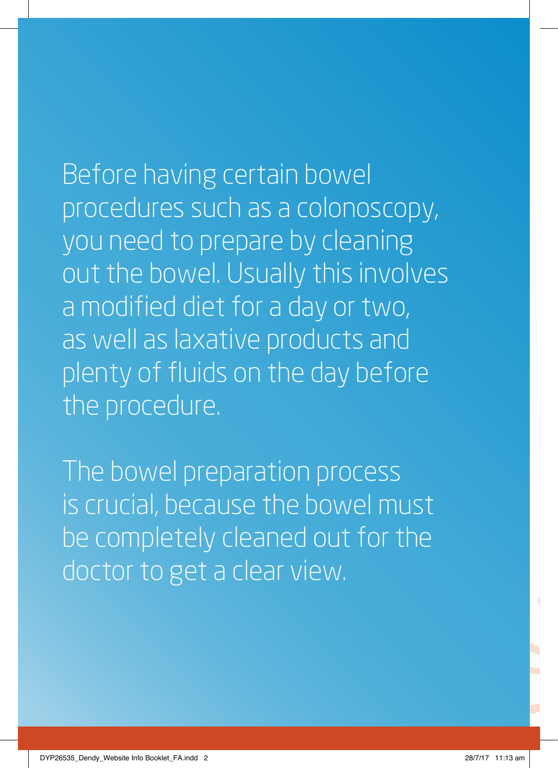Before having certain bowel procedures such as a colonoscopy, you need to prepare by cleaning out the bowel. Usually this involves a modified diet for a day or two, as well as laxative products and plenty of fluids on the day before the procedure.

The bowel preparation process is crucial, because the bowel must be completely cleaned out for the doctor to get a clear view.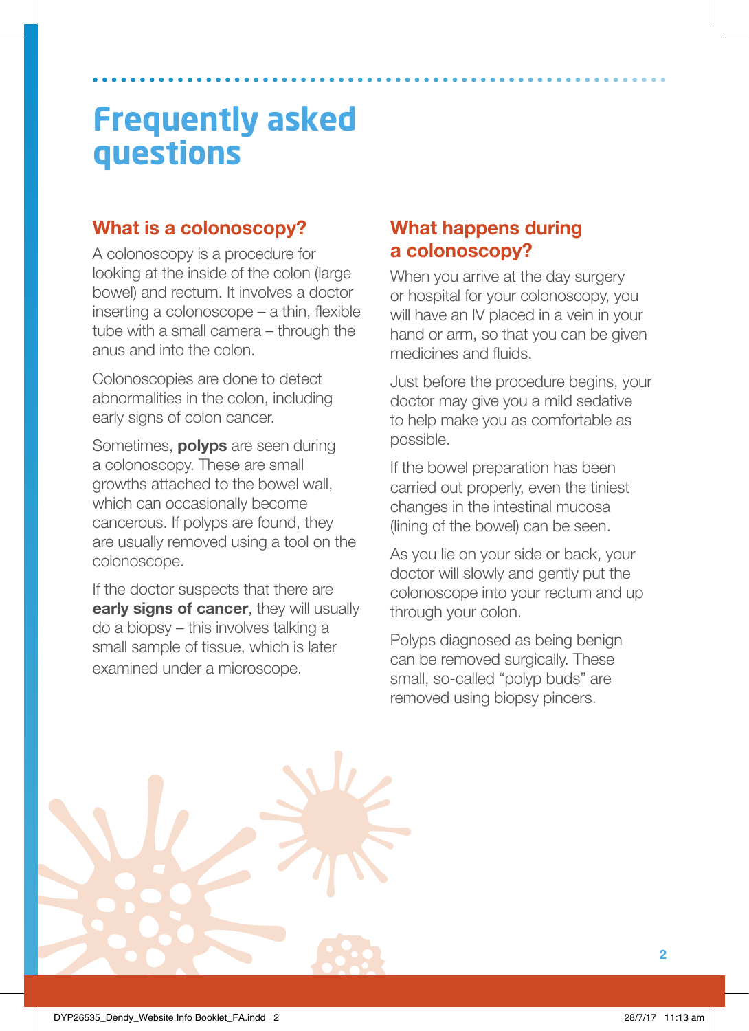# Frequently asked questions

## What is a colonoscopy?

A colonoscopy is a procedure for looking at the inside of the colon (large bowel) and rectum. It involves a doctor inserting a colonoscope – a thin, flexible tube with a small camera – through the anus and into the colon.

Colonoscopies are done to detect abnormalities in the colon, including early signs of colon cancer.

Sometimes, **polyps** are seen during a colonoscopy. These are small growths attached to the bowel wall, which can occasionally become cancerous. If polyps are found, they are usually removed using a tool on the colonoscope.

If the doctor suspects that there are **early signs of cancer**, they will usually do a biopsy – this involves talking a small sample of tissue, which is later examined under a microscope.

## What happens during a colonoscopy?

When you arrive at the day surgery or hospital for your colonoscopy, you will have an IV placed in a vein in your hand or arm, so that you can be given medicines and fluids.

Just before the procedure begins, your doctor may give you a mild sedative to help make you as comfortable as possible.

If the bowel preparation has been carried out properly, even the tiniest changes in the intestinal mucosa (lining of the bowel) can be seen.

As you lie on your side or back, your doctor will slowly and gently put the colonoscope into your rectum and up through your colon.

Polyps diagnosed as being benign can be removed surgically. These small, so-called "polyp buds" are removed using biopsy pincers.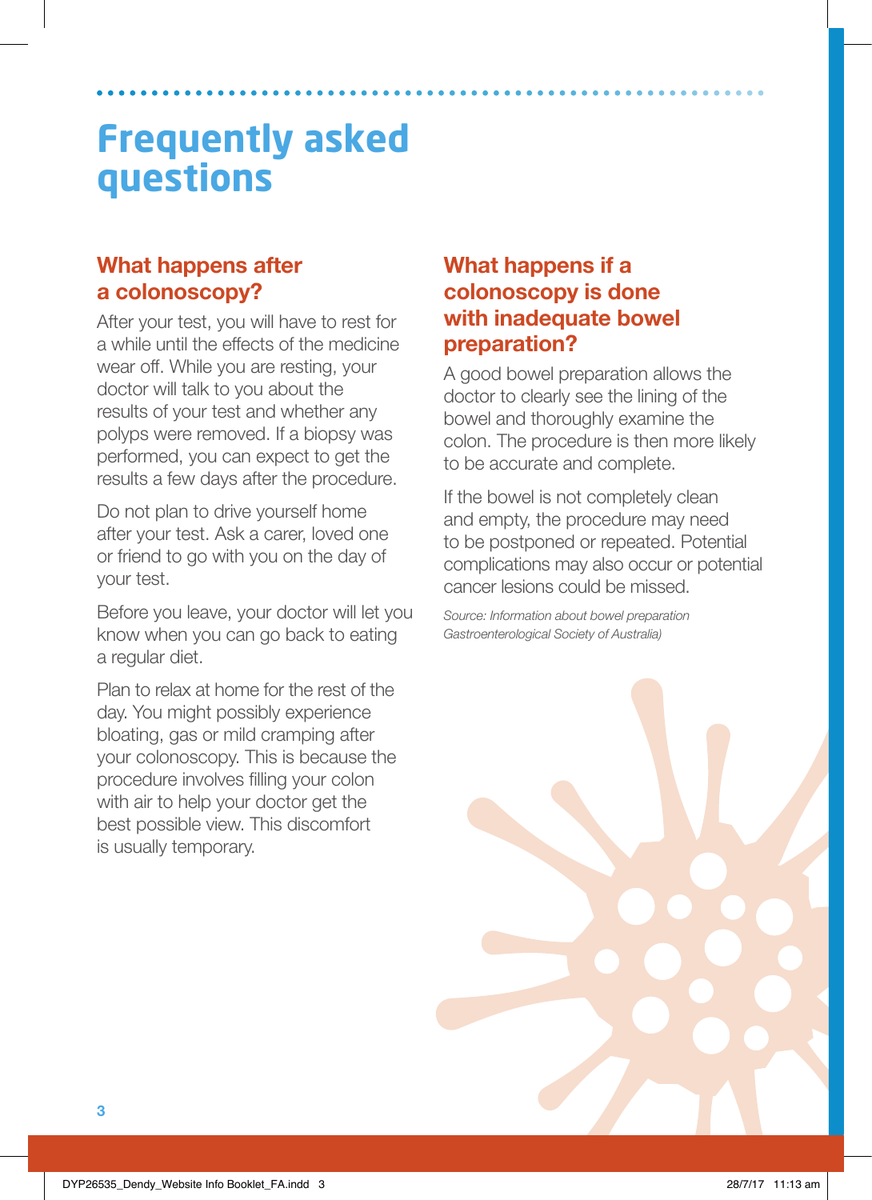# Frequently asked questions

### What happens after a colonoscopy?

After your test, you will have to rest for a while until the effects of the medicine wear off. While you are resting, your doctor will talk to you about the results of your test and whether any polyps were removed. If a biopsy was performed, you can expect to get the results a few days after the procedure.

Do not plan to drive yourself home after your test. Ask a carer, loved one or friend to go with you on the day of your test.

Before you leave, your doctor will let you know when you can go back to eating a regular diet.

Plan to relax at home for the rest of the day. You might possibly experience bloating, gas or mild cramping after your colonoscopy. This is because the procedure involves filling your colon with air to help your doctor get the best possible view. This discomfort is usually temporary.

### What happens if a colonoscopy is done with inadequate bowel preparation?

A good bowel preparation allows the doctor to clearly see the lining of the bowel and thoroughly examine the colon. The procedure is then more likely to be accurate and complete.

If the bowel is not completely clean and empty, the procedure may need to be postponed or repeated. Potential complications may also occur or potential cancer lesions could be missed.

*Source: Information about bowel preparation Gastroenterological Society of Australia)*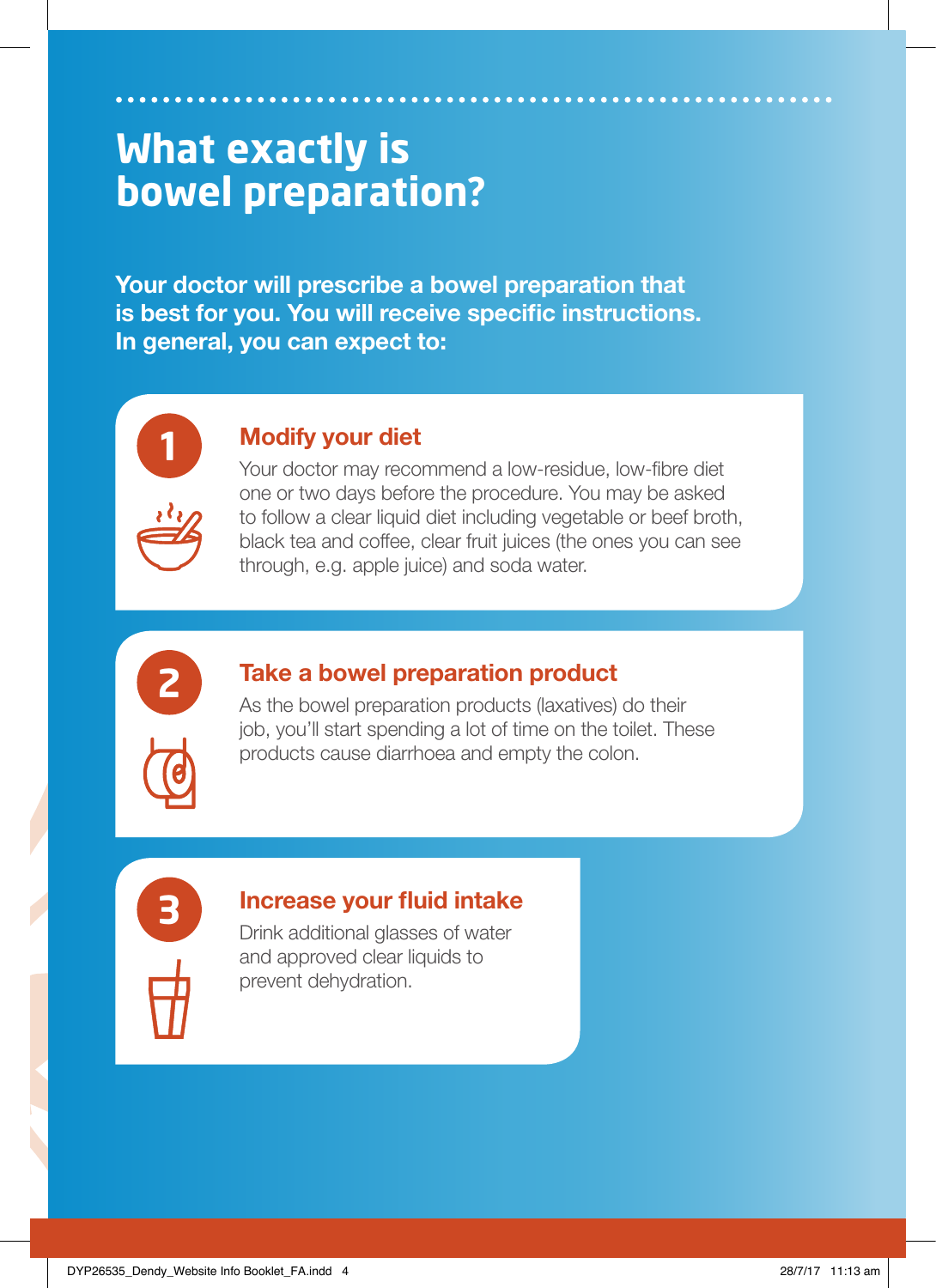# What exactly is bowel preparation?

**Your doctor will prescribe a bowel preparation that is best for you. You will receive specific instructions. In general, you can expect to:**

## 1 Modify your diet

Your doctor may recommend a low-residue, low-fibre diet one or two days before the procedure. You may be asked to follow a clear liquid diet including vegetable or beef broth, black tea and coffee, clear fruit juices (the ones you can see through, e.g. apple juice) and soda water.

## 2 Take a bowel preparation product

As the bowel preparation products (laxatives) do their job, you'll start spending a lot of time on the toilet. These products cause diarrhoea and empty the colon.

## 3 Increase your fluid intake

Drink additional glasses of water and approved clear liquids to prevent dehydration.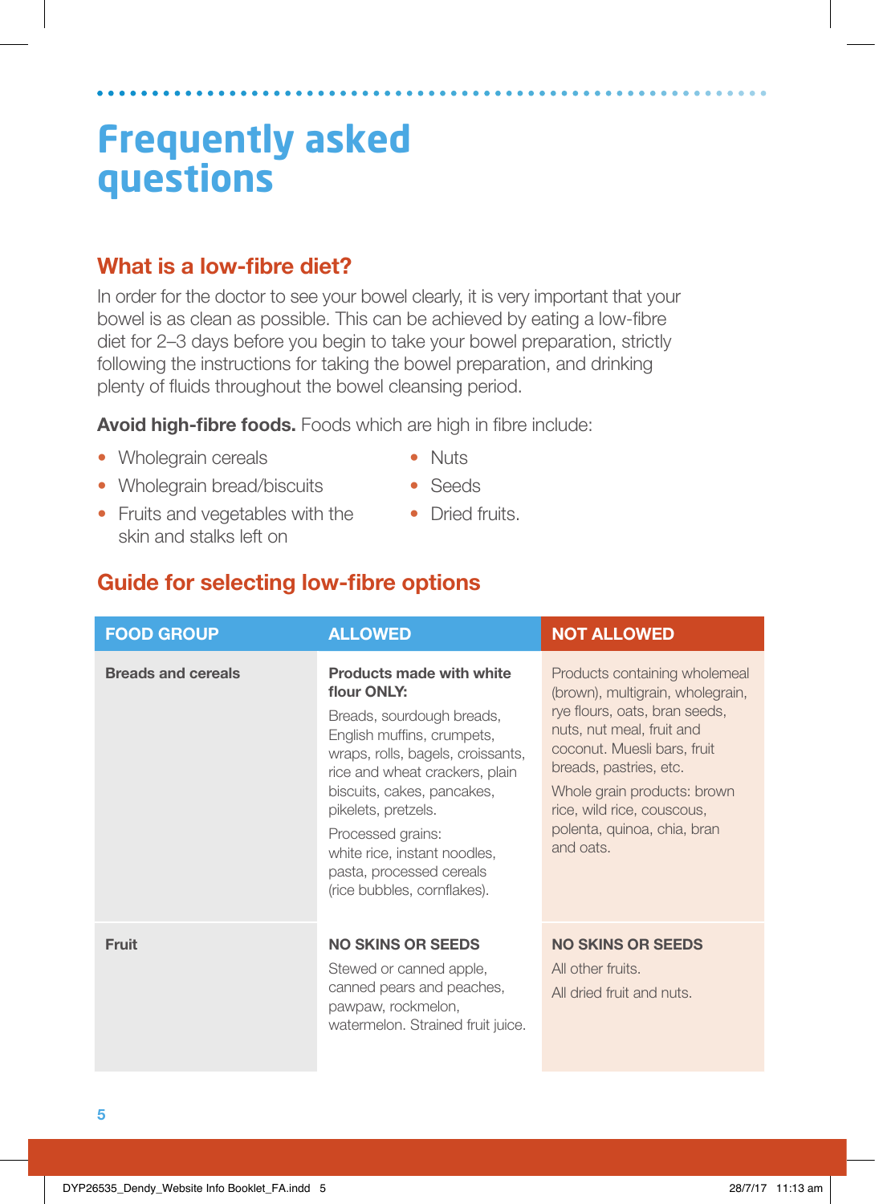# Frequently asked questions

## What is a low-fibre diet?

In order for the doctor to see your bowel clearly, it is very important that your bowel is as clean as possible. This can be achieved by eating a low-fibre diet for 2–3 days before you begin to take your bowel preparation, strictly following the instructions for taking the bowel preparation, and drinking plenty of fluids throughout the bowel cleansing period.

**Avoid high-fibre foods.** Foods which are high in fibre include:

- Wholegrain cereals
- Wholegrain bread/biscuits
- Fruits and vegetables with the skin and stalks left on
- Nuts
- Seeds
- Dried fruits.

## Guide for selecting low-fibre options

| FOOD GROUP | ALLOWED | NOT ALLOWED |
|---|---|---|
| **Breads and cereals** | **Products made with white flour ONLY:** Breads, sourdough breads, English muffins, crumpets, wraps, rolls, bagels, croissants, rice and wheat crackers, plain biscuits, cakes, pancakes, pikelets, pretzels. Processed grains: white rice, instant noodles, pasta, processed cereals (rice bubbles, cornflakes). | Products containing wholemeal (brown), multigrain, wholegrain, rye flours, oats, bran seeds, nuts, nut meal, fruit and coconut. Muesli bars, fruit breads, pastries, etc. Whole grain products: brown rice, wild rice, couscous, polenta, quinoa, chia, bran and oats. |
| **Fruit** | **NO SKINS OR SEEDS** Stewed or canned apple, canned pears and peaches, pawpaw, rockmelon, watermelon. Strained fruit juice. | **NO SKINS OR SEEDS** All other fruits. All dried fruit and nuts. |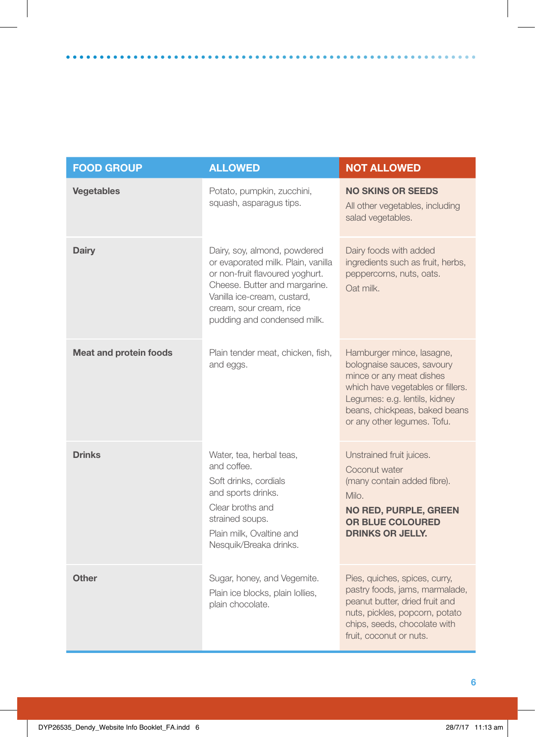| FOOD GROUP | ALLOWED | NOT ALLOWED |
|---|---|---|
| **Vegetables** | Potato, pumpkin, zucchini, squash, asparagus tips. | **NO SKINS OR SEEDS**<br>All other vegetables, including salad vegetables. |
| **Dairy** | Dairy, soy, almond, powdered or evaporated milk. Plain, vanilla or non-fruit flavoured yoghurt. Cheese. Butter and margarine. Vanilla ice-cream, custard, cream, sour cream, rice pudding and condensed milk. | Dairy foods with added ingredients such as fruit, herbs, peppercorns, nuts, oats.<br>Oat milk. |
| **Meat and protein foods** | Plain tender meat, chicken, fish, and eggs. | Hamburger mince, lasagne, bolognaise sauces, savoury mince or any meat dishes which have vegetables or fillers. Legumes: e.g. lentils, kidney beans, chickpeas, baked beans or any other legumes. Tofu. |
| **Drinks** | Water, tea, herbal teas, and coffee.<br>Soft drinks, cordials and sports drinks.<br>Clear broths and strained soups.<br>Plain milk, Ovaltine and Nesquik/Breaka drinks. | Unstrained fruit juices.<br>Coconut water (many contain added fibre).<br>Milo.<br>**NO RED, PURPLE, GREEN OR BLUE COLOURED DRINKS OR JELLY.** |
| **Other** | Sugar, honey, and Vegemite.<br>Plain ice blocks, plain lollies, plain chocolate. | Pies, quiches, spices, curry, pastry foods, jams, marmalade, peanut butter, dried fruit and nuts, pickles, popcorn, potato chips, seeds, chocolate with fruit, coconut or nuts. |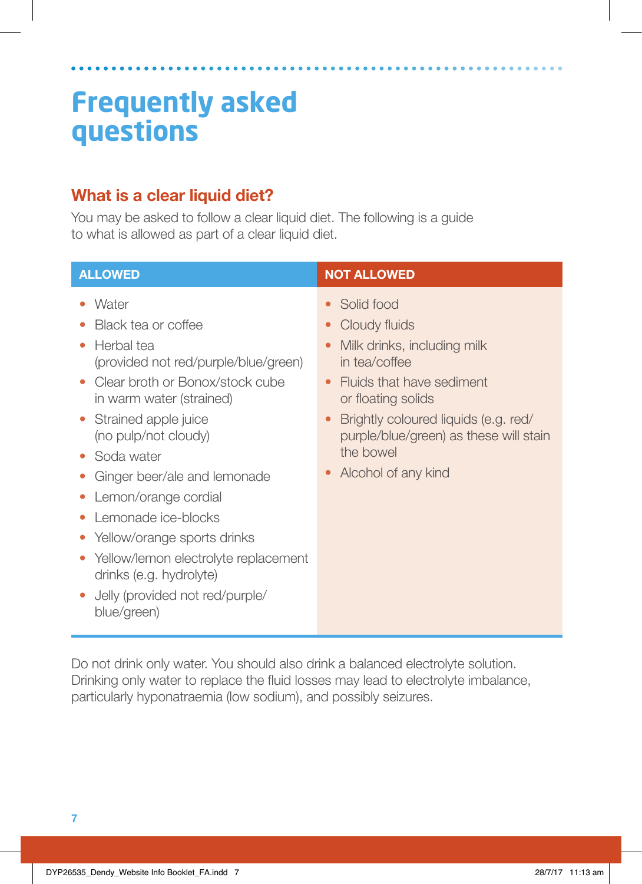# Frequently asked questions

## What is a clear liquid diet?

You may be asked to follow a clear liquid diet. The following is a guide to what is allowed as part of a clear liquid diet.

| ALLOWED | NOT ALLOWED |
|---|---|
| • Water<br>• Black tea or coffee<br>• Herbal tea (provided not red/purple/blue/green)<br>• Clear broth or Bonox/stock cube in warm water (strained)<br>• Strained apple juice (no pulp/not cloudy)<br>• Soda water<br>• Ginger beer/ale and lemonade<br>• Lemon/orange cordial<br>• Lemonade ice-blocks<br>• Yellow/orange sports drinks<br>• Yellow/lemon electrolyte replacement drinks (e.g. hydrolyte)<br>• Jelly (provided not red/purple/blue/green) | • Solid food<br>• Cloudy fluids<br>• Milk drinks, including milk in tea/coffee<br>• Fluids that have sediment or floating solids<br>• Brightly coloured liquids (e.g. red/purple/blue/green) as these will stain the bowel<br>• Alcohol of any kind |

Do not drink only water. You should also drink a balanced electrolyte solution. Drinking only water to replace the fluid losses may lead to electrolyte imbalance, particularly hyponatraemia (low sodium), and possibly seizures.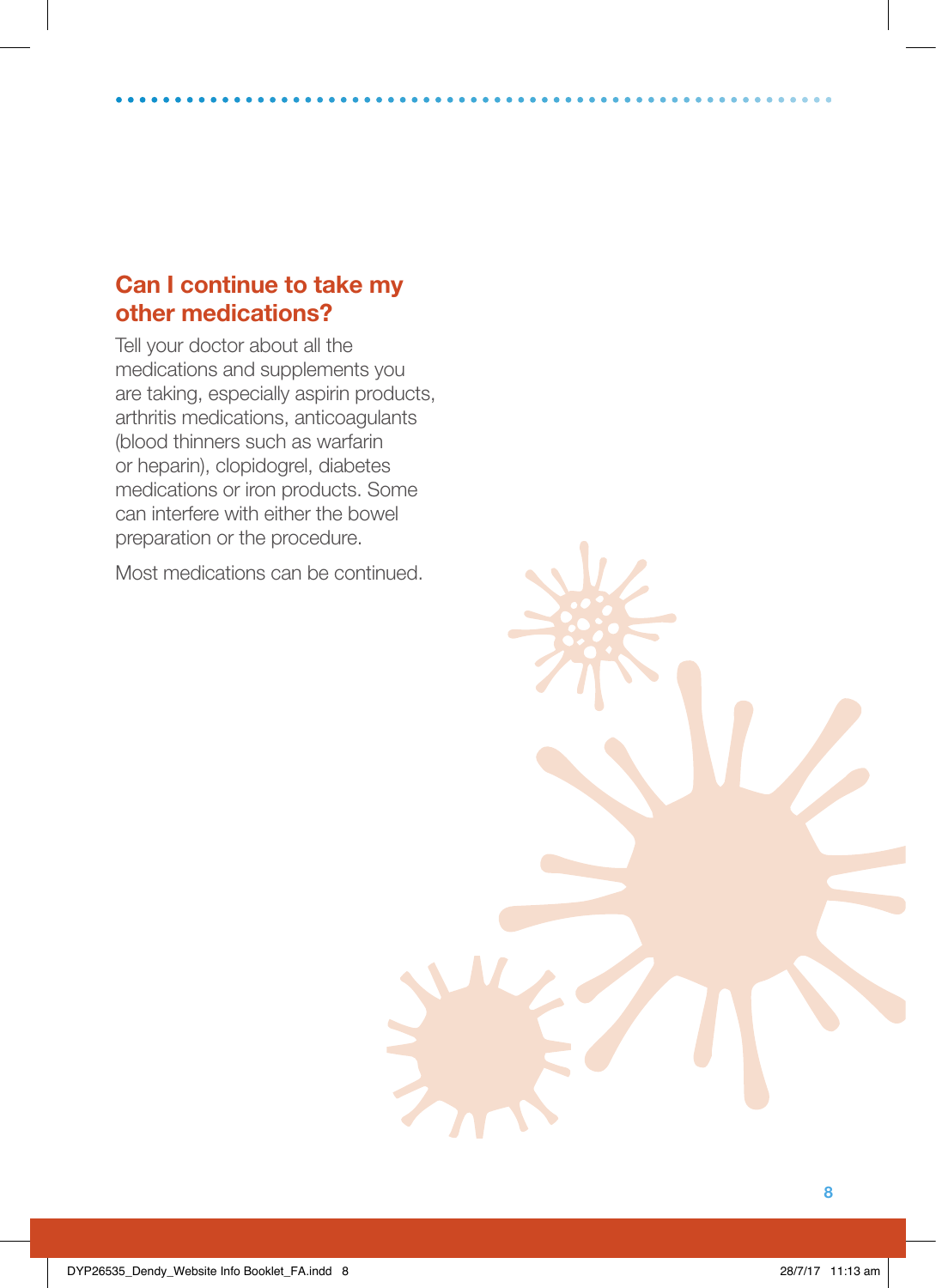## Can I continue to take my other medications?

Tell your doctor about all the medications and supplements you are taking, especially aspirin products, arthritis medications, anticoagulants (blood thinners such as warfarin or heparin), clopidogrel, diabetes medications or iron products. Some can interfere with either the bowel preparation or the procedure.

Most medications can be continued.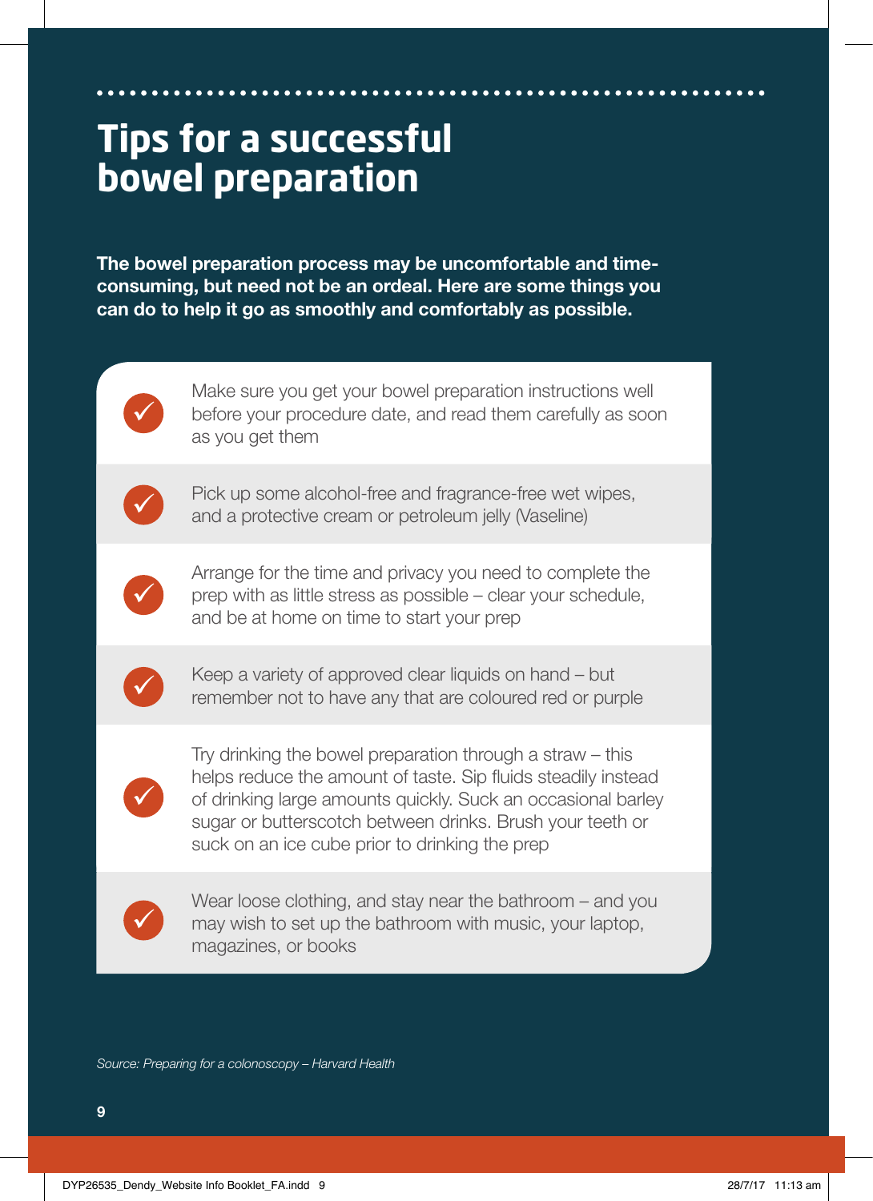# Tips for a successful bowel preparation

**The bowel preparation process may be uncomfortable and time-consuming, but need not be an ordeal. Here are some things you can do to help it go as smoothly and comfortably as possible.**

- ✓ Make sure you get your bowel preparation instructions well before your procedure date, and read them carefully as soon as you get them
- ✓ Pick up some alcohol-free and fragrance-free wet wipes, and a protective cream or petroleum jelly (Vaseline)
- ✓ Arrange for the time and privacy you need to complete the prep with as little stress as possible – clear your schedule, and be at home on time to start your prep
- ✓ Keep a variety of approved clear liquids on hand – but remember not to have any that are coloured red or purple
- ✓ Try drinking the bowel preparation through a straw – this helps reduce the amount of taste. Sip fluids steadily instead of drinking large amounts quickly. Suck an occasional barley sugar or butterscotch between drinks. Brush your teeth or suck on an ice cube prior to drinking the prep
- ✓ Wear loose clothing, and stay near the bathroom – and you may wish to set up the bathroom with music, your laptop, magazines, or books

*Source: Preparing for a colonoscopy – Harvard Health*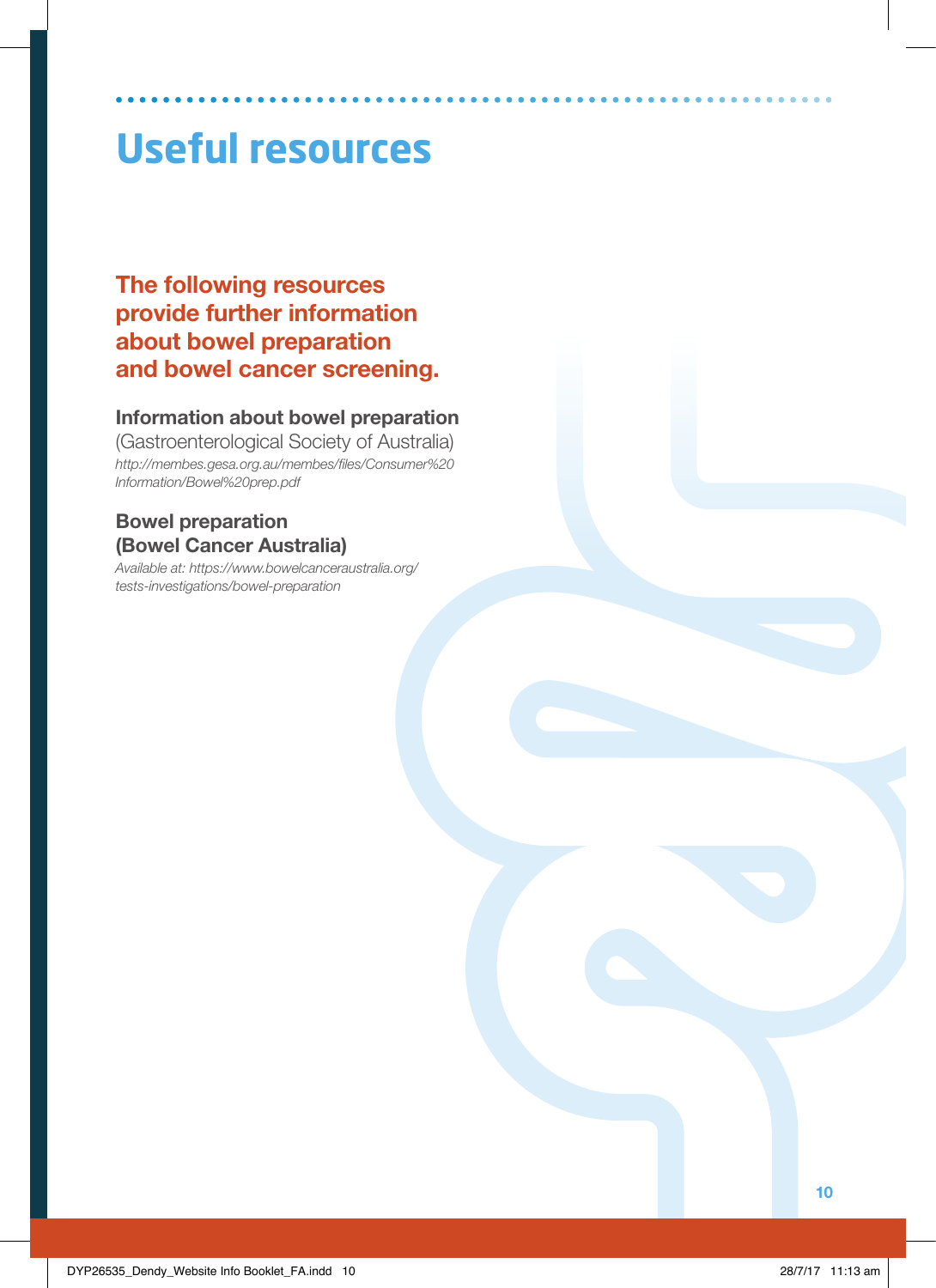# Useful resources

**The following resources provide further information about bowel preparation and bowel cancer screening.**

**Information about bowel preparation**
(Gastroenterological Society of Australia)
*http://membes.gesa.org.au/membes/files/Consumer%20 Information/Bowel%20prep.pdf*

**Bowel preparation (Bowel Cancer Australia)**
*Available at: https://www.bowelcanceraustralia.org/ tests-investigations/bowel-preparation*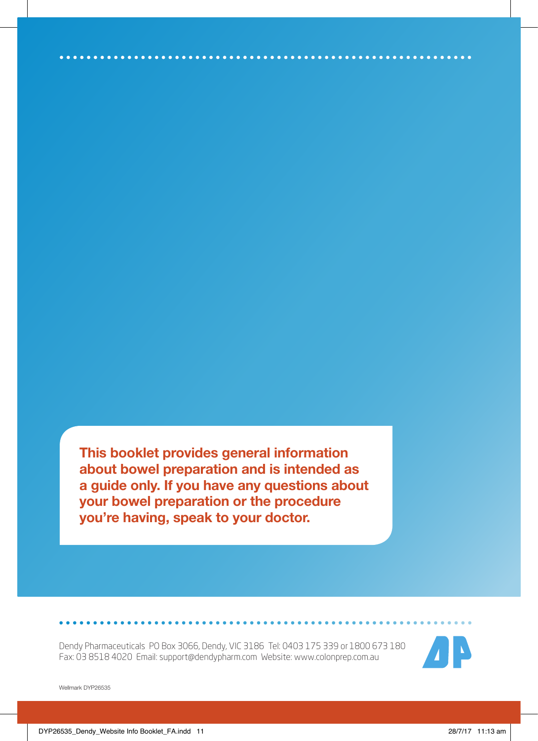**This booklet provides general information about bowel preparation and is intended as a guide only. If you have any questions about your bowel preparation or the procedure you're having, speak to your doctor.**

Dendy Pharmaceuticals PO Box 3066, Dendy, VIC 3186 Tel: 0403 175 339 or 1800 673 180
Fax: 03 8518 4020 Email: support@dendypharm.com Website: www.colonprep.com.au

Wellmark DYP26535